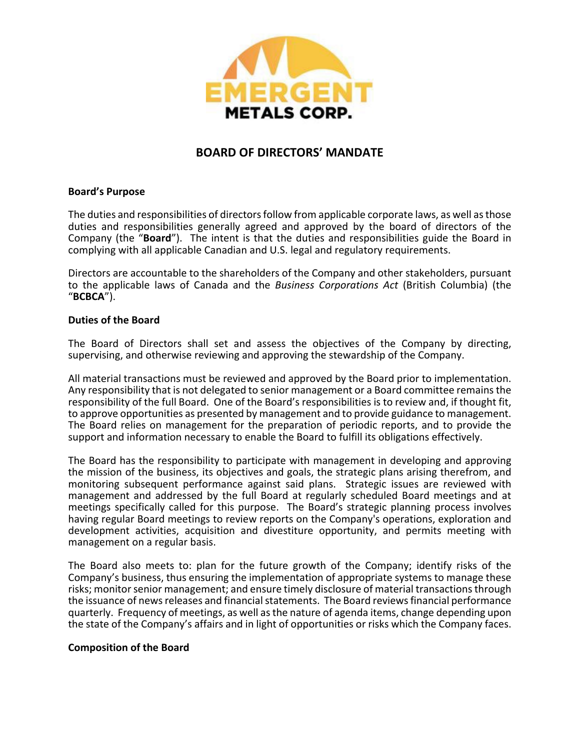# BOARD OF DIRECTORS' MANDATE

**Board's Purpose**

The duties and responsibilities of directors follow from applicable corporate laws, as well as those duties and responsibilities generally agreed and approved by the board of directors of the Company (the "**Board**"). The intent is that the duties and responsibilities guide the Board in complying with all applicable Canadian and U.S. legal and regulatory requirements.

Directors are accountable to the shareholders of the Company and other stakeholders, pursuant to the applicable laws of Canada and the *Business Corporations Act* (British Columbia) (the "**BCBCA**").

**Duties of the Board**

The Board of Directors shall set and assess the objectives of the Company by directing, supervising, and otherwise reviewing and approving the stewardship of the Company.

All material transactions must be reviewed and approved by the Board prior to implementation. Any responsibility that is not delegated to senior management or a Board committee remains the responsibility of the full Board. One of the Board's responsibilities is to review and, if thought fit, to approve opportunities as presented by management and to provide guidance to management. The Board relies on management for the preparation of periodic reports, and to provide the support and information necessary to enable the Board to fulfill its obligations effectively.

The Board has the responsibility to participate with management in developing and approving the mission of the business, its objectives and goals, the strategic plans arising therefrom, and monitoring subsequent performance against said plans. Strategic issues are reviewed with management and addressed by the full Board at regularly scheduled Board meetings and at meetings specifically called for this purpose. The Board's strategic planning process involves having regular Board meetings to review reports on the Company's operations, exploration and development activities, acquisition and divestiture opportunity, and permits meeting with management on a regular basis.

The Board also meets to: plan for the future growth of the Company; identify risks of the Company's business, thus ensuring the implementation of appropriate systems to manage these risks; monitor senior management; and ensure timely disclosure of material transactions through the issuance of news releases and financial statements. The Board reviews financial performance quarterly. Frequency of meetings, as well as the nature of agenda items, change depending upon the state of the Company's affairs and in light of opportunities or risks which the Company faces.

**Composition of the Board**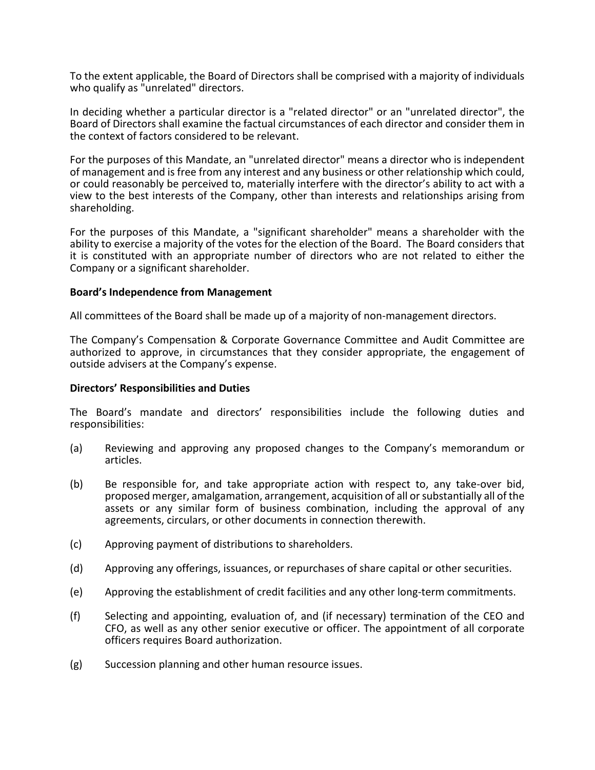To the extent applicable, the Board of Directors shall be comprised with a majority of individuals who qualify as "unrelated" directors.

In deciding whether a particular director is a "related director" or an "unrelated director", the Board of Directors shall examine the factual circumstances of each director and consider them in the context of factors considered to be relevant.

For the purposes of this Mandate, an "unrelated director" means a director who is independent of management and is free from any interest and any business or other relationship which could, or could reasonably be perceived to, materially interfere with the director's ability to act with a view to the best interests of the Company, other than interests and relationships arising from shareholding.

For the purposes of this Mandate, a "significant shareholder" means a shareholder with the ability to exercise a majority of the votes for the election of the Board. The Board considers that it is constituted with an appropriate number of directors who are not related to either the Company or a significant shareholder.

**Board's Independence from Management**

All committees of the Board shall be made up of a majority of non-management directors.

The Company's Compensation & Corporate Governance Committee and Audit Committee are authorized to approve, in circumstances that they consider appropriate, the engagement of outside advisers at the Company's expense.

**Directors' Responsibilities and Duties**

The Board's mandate and directors' responsibilities include the following duties and responsibilities:

(a) Reviewing and approving any proposed changes to the Company's memorandum or articles.

(b) Be responsible for, and take appropriate action with respect to, any take-over bid, proposed merger, amalgamation, arrangement, acquisition of all or substantially all of the assets or any similar form of business combination, including the approval of any agreements, circulars, or other documents in connection therewith.

(c) Approving payment of distributions to shareholders.

(d) Approving any offerings, issuances, or repurchases of share capital or other securities.

(e) Approving the establishment of credit facilities and any other long-term commitments.

(f) Selecting and appointing, evaluation of, and (if necessary) termination of the CEO and CFO, as well as any other senior executive or officer. The appointment of all corporate officers requires Board authorization.

(g) Succession planning and other human resource issues.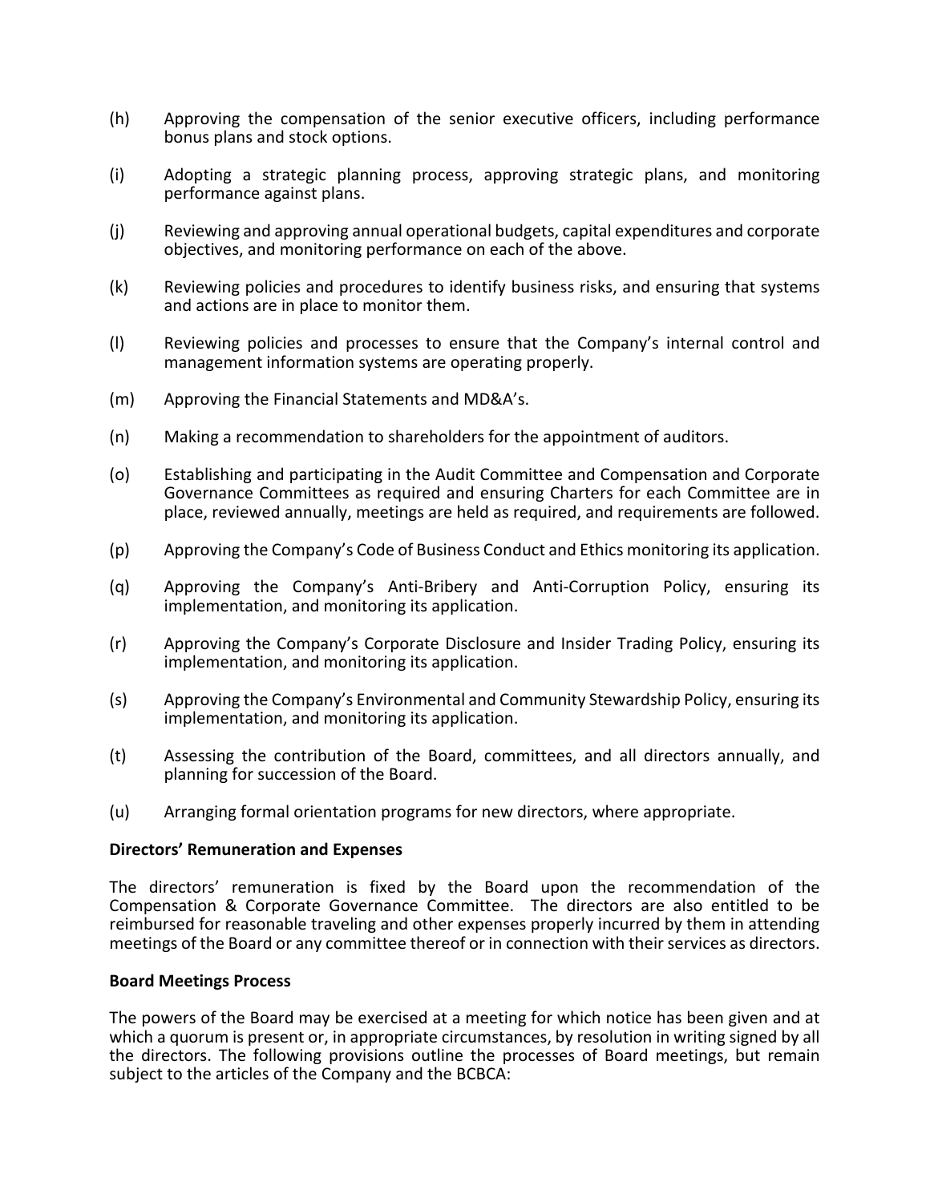(h) Approving the compensation of the senior executive officers, including performance bonus plans and stock options.

(i) Adopting a strategic planning process, approving strategic plans, and monitoring performance against plans.

(j) Reviewing and approving annual operational budgets, capital expenditures and corporate objectives, and monitoring performance on each of the above.

(k) Reviewing policies and procedures to identify business risks, and ensuring that systems and actions are in place to monitor them.

(l) Reviewing policies and processes to ensure that the Company's internal control and management information systems are operating properly.

(m) Approving the Financial Statements and MD&A's.

(n) Making a recommendation to shareholders for the appointment of auditors.

(o) Establishing and participating in the Audit Committee and Compensation and Corporate Governance Committees as required and ensuring Charters for each Committee are in place, reviewed annually, meetings are held as required, and requirements are followed.

(p) Approving the Company's Code of Business Conduct and Ethics monitoring its application.

(q) Approving the Company's Anti-Bribery and Anti-Corruption Policy, ensuring its implementation, and monitoring its application.

(r) Approving the Company's Corporate Disclosure and Insider Trading Policy, ensuring its implementation, and monitoring its application.

(s) Approving the Company's Environmental and Community Stewardship Policy, ensuring its implementation, and monitoring its application.

(t) Assessing the contribution of the Board, committees, and all directors annually, and planning for succession of the Board.

(u) Arranging formal orientation programs for new directors, where appropriate.

**Directors' Remuneration and Expenses**

The directors' remuneration is fixed by the Board upon the recommendation of the Compensation & Corporate Governance Committee. The directors are also entitled to be reimbursed for reasonable traveling and other expenses properly incurred by them in attending meetings of the Board or any committee thereof or in connection with their services as directors.

**Board Meetings Process**

The powers of the Board may be exercised at a meeting for which notice has been given and at which a quorum is present or, in appropriate circumstances, by resolution in writing signed by all the directors. The following provisions outline the processes of Board meetings, but remain subject to the articles of the Company and the BCBCA: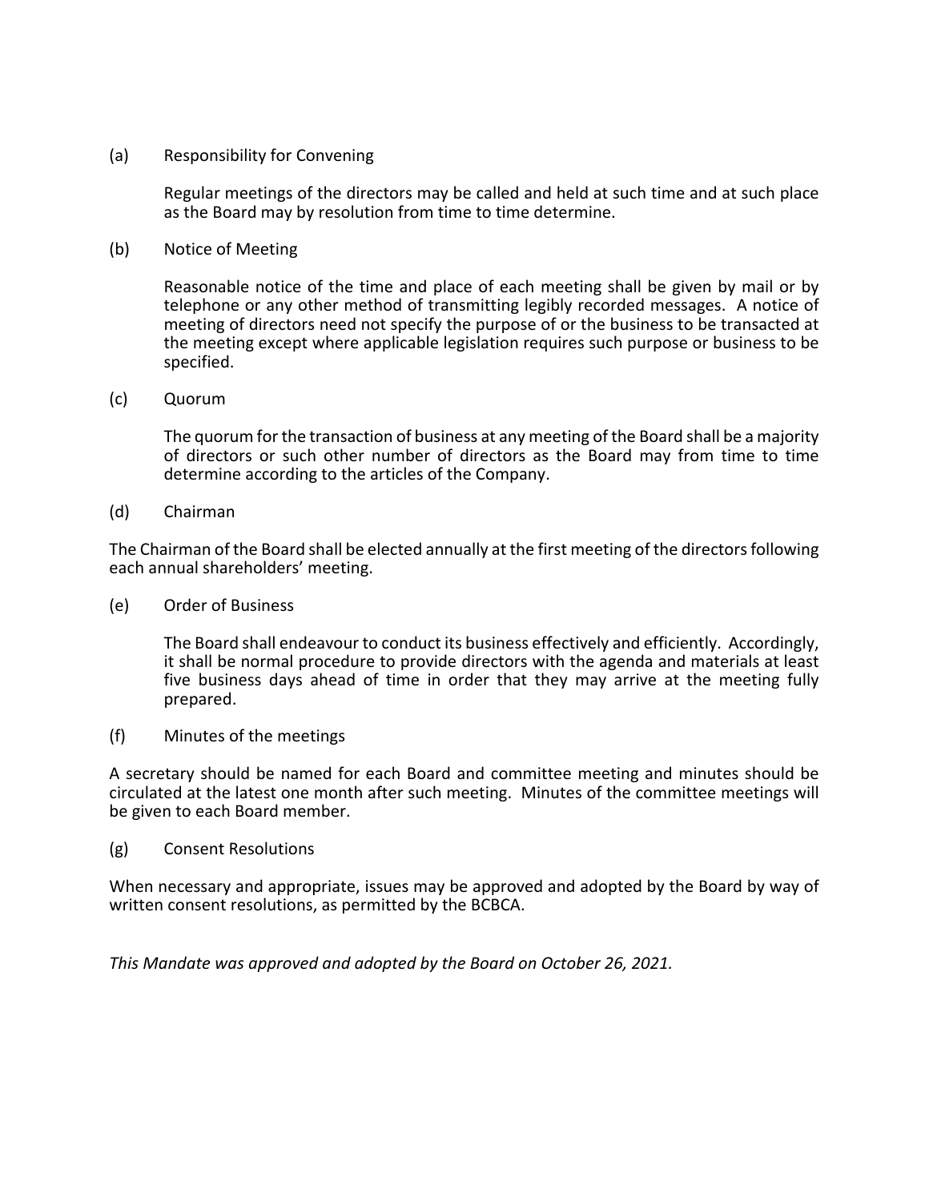(a) Responsibility for Convening

Regular meetings of the directors may be called and held at such time and at such place as the Board may by resolution from time to time determine.

(b) Notice of Meeting

Reasonable notice of the time and place of each meeting shall be given by mail or by telephone or any other method of transmitting legibly recorded messages. A notice of meeting of directors need not specify the purpose of or the business to be transacted at the meeting except where applicable legislation requires such purpose or business to be specified.

(c) Quorum

The quorum for the transaction of business at any meeting of the Board shall be a majority of directors or such other number of directors as the Board may from time to time determine according to the articles of the Company.

(d) Chairman

The Chairman of the Board shall be elected annually at the first meeting of the directors following each annual shareholders' meeting.

(e) Order of Business

The Board shall endeavour to conduct its business effectively and efficiently. Accordingly, it shall be normal procedure to provide directors with the agenda and materials at least five business days ahead of time in order that they may arrive at the meeting fully prepared.

(f) Minutes of the meetings

A secretary should be named for each Board and committee meeting and minutes should be circulated at the latest one month after such meeting. Minutes of the committee meetings will be given to each Board member.

(g) Consent Resolutions

When necessary and appropriate, issues may be approved and adopted by the Board by way of written consent resolutions, as permitted by the BCBCA.

*This Mandate was approved and adopted by the Board on October 26, 2021.*